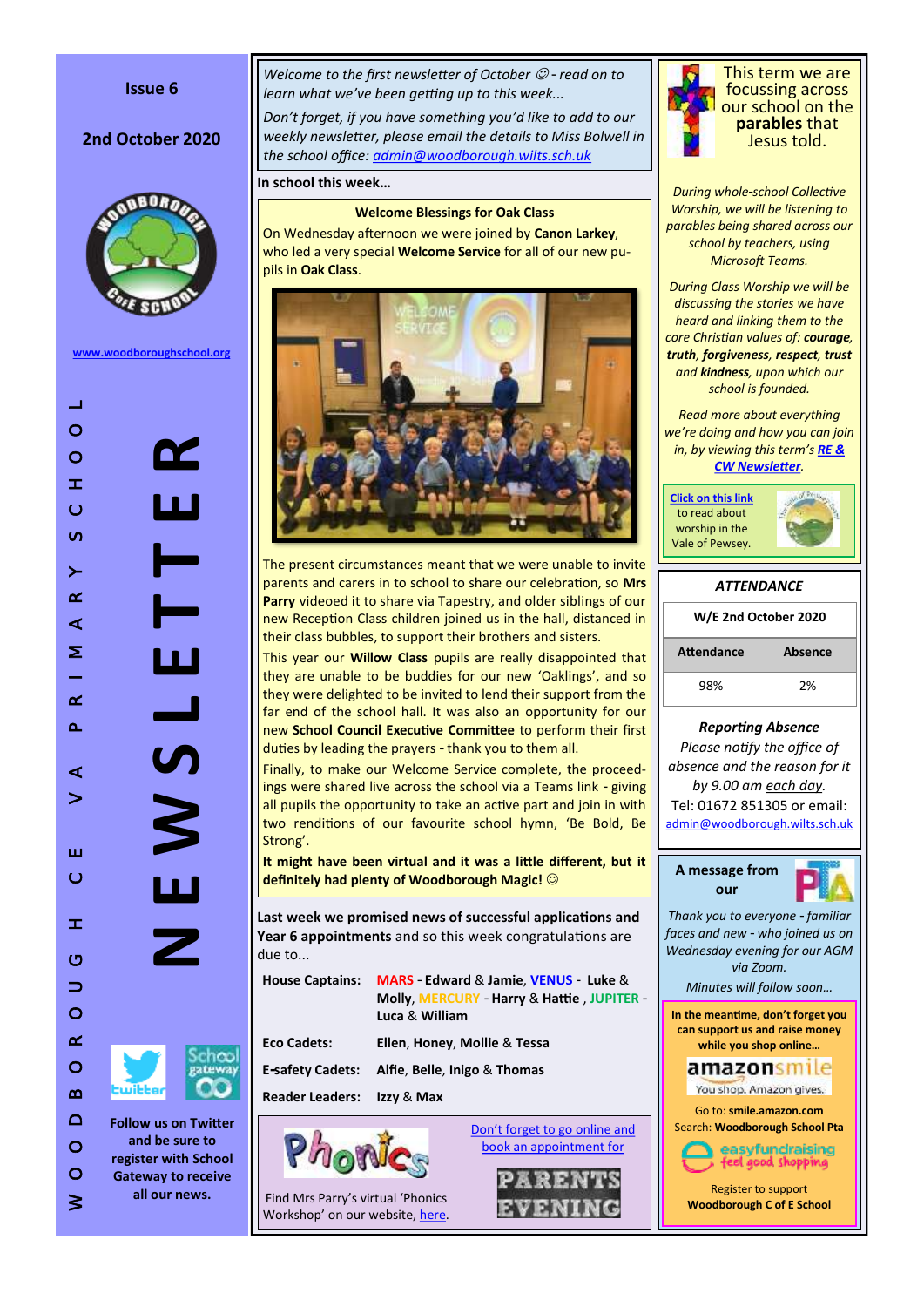Issue 6

2nd October 2020

www.woodboroughschool.org

# NEWSLETTER

WOODBOROUGH CE VA PRIMARY SCHOOL

Follow us on Twitter and be sure to register with School Gateway to receive all our news.

*Welcome to the first newsletter of October ☺ - read on to learn what we've been getting up to this week...*

*Don't forget, if you have something you'd like to add to our weekly newsletter, please email the details to Miss Bolwell in the school office: admin@woodborough.wilts.sch.uk*

**In school this week...**

**Welcome Blessings for Oak Class**

On Wednesday afternoon we were joined by **Canon Larkey**, who led a very special **Welcome Service** for all of our new pupils in **Oak Class**.

The present circumstances meant that we were unable to invite parents and carers in to school to share our celebration, so **Mrs Parry** videoed it to share via Tapestry, and older siblings of our new Reception Class children joined us in the hall, distanced in their class bubbles, to support their brothers and sisters.

This year our **Willow Class** pupils are really disappointed that they are unable to be buddies for our new 'Oaklings', and so they were delighted to be invited to lend their support from the far end of the school hall. It was also an opportunity for our new **School Council Executive Committee** to perform their first duties by leading the prayers - thank you to them all.

Finally, to make our Welcome Service complete, the proceedings were shared live across the school via a Teams link - giving all pupils the opportunity to take an active part and join in with two renditions of our favourite school hymn, 'Be Bold, Be Strong'.

**It might have been virtual and it was a little different, but it definitely had plenty of Woodborough Magic! ☺**

**Last week we promised news of successful applications and Year 6 appointments** and so this week congratulations are due to...

| | |
|---|---|
| **House Captains:** | MARS - **Edward** & **Jamie**, VENUS - **Luke** & **Molly**, MERCURY - **Harry** & **Hattie**, JUPITER - **Luca** & **William** |
| **Eco Cadets:** | **Ellen, Honey, Mollie** & **Tessa** |
| **E-safety Cadets:** | **Alfie, Belle, Inigo** & **Thomas** |
| **Reader Leaders:** | **Izzy** & **Max** |

Phonics

Find Mrs Parry's virtual 'Phonics Workshop' on our website, here.

Don't forget to go online and book an appointment for

PARENTS EVENING

This term we are focussing across our school on the **parables** that Jesus told.

*During whole-school Collective Worship, we will be listening to parables being shared across our school by teachers, using Microsoft Teams.*

*During Class Worship we will be discussing the stories we have heard and linking them to the core Christian values of: **courage**, **truth**, **forgiveness**, **respect**, **trust** and **kindness**, upon which our school is founded.*

*Read more about everything we're doing and how you can join in, by viewing this term's **RE & CW Newsletter**.*

Click on this link to read about worship in the Vale of Pewsey.

***ATTENDANCE***

| W/E 2nd October 2020 | |
|---|---|
| **Attendance** | **Absence** |
| 98% | 2% |

***Reporting Absence***

*Please notify the office of absence and the reason for it by 9.00 am each day.*

Tel: 01672 851305 or email: admin@woodborough.wilts.sch.uk

**A message from our PTA**

*Thank you to everyone - familiar faces and new - who joined us on Wednesday evening for our AGM via Zoom.*

*Minutes will follow soon...*

**In the meantime, don't forget you can support us and raise money while you shop online...**

amazonsmile — You shop. Amazon gives.

Go to: **smile.amazon.com**

Search: **Woodborough School Pta**

easyfundraising — feel good shopping

Register to support **Woodborough C of E School**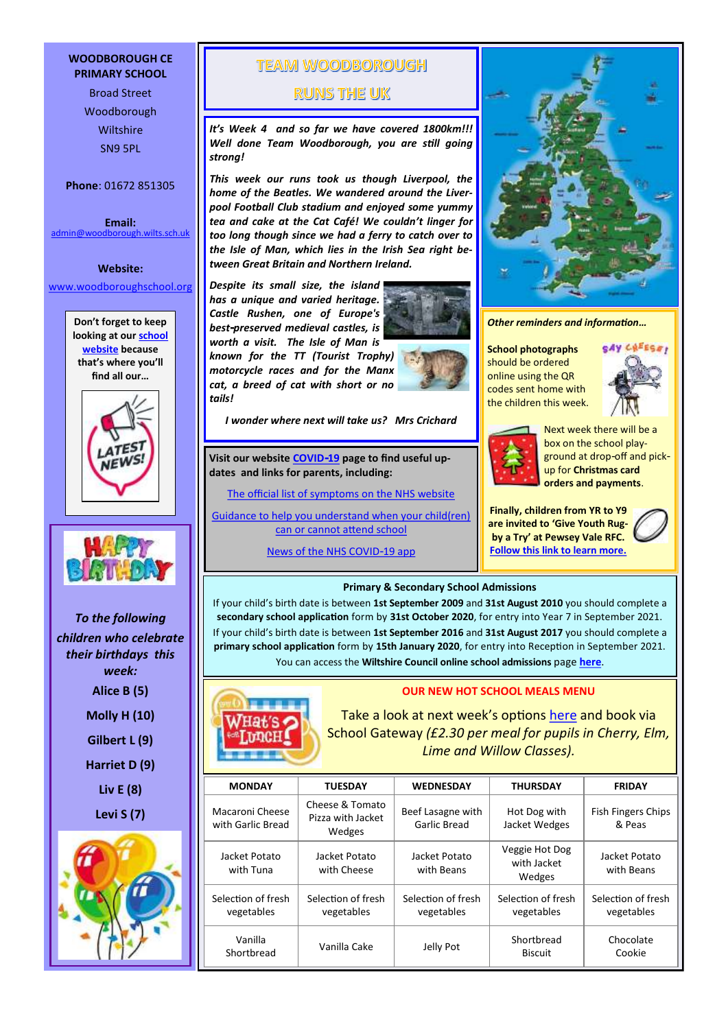**WOODBOROUGH CE PRIMARY SCHOOL**

Broad Street
Woodborough
Wiltshire
SN9 5PL

**Phone**: 01672 851305

**Email:**
admin@woodborough.wilts.sch.uk

**Website:**
www.woodboroughschool.org

**Don't forget to keep looking at our school website because that's where you'll find all our…**

LATEST NEWS!

HAPPY BIRTHDAY

***To the following children who celebrate their birthdays this week:***

**Alice B (5)**
**Molly H (10)**
**Gilbert L (9)**
**Harriet D (9)**
**Liv E (8)**
**Levi S (7)**

# TEAM WOODBOROUGH RUNS THE UK

***It's Week 4 and so far we have covered 1800km!!! Well done Team Woodborough, you are still going strong!***

***This week our runs took us though Liverpool, the home of the Beatles. We wandered around the Liverpool Football Club stadium and enjoyed some yummy tea and cake at the Cat Café! We couldn't linger for too long though since we had a ferry to catch over to the Isle of Man, which lies in the Irish Sea right between Great Britain and Northern Ireland.***

***Despite its small size, the island has a unique and varied heritage. Castle Rushen, one of Europe's best-preserved medieval castles, is worth a visit. The Isle of Man is known for the TT (Tourist Trophy) motorcycle races and for the Manx cat, a breed of cat with short or no tails!***

***I wonder where next will take us? Mrs Crichard***

**Visit our website COVID-19 page to find useful updates and links for parents, including:**

The official list of symptoms on the NHS website

Guidance to help you understand when your child(ren) can or cannot attend school

News of the NHS COVID-19 app

***Other reminders and information…***

**School photographs** should be ordered online using the QR codes sent home with the children this week.

Next week there will be a box on the school playground at drop-off and pick-up for **Christmas card orders and payments**.

**Finally, children from YR to Y9 are invited to 'Give Youth Rugby a Try' at Pewsey Vale RFC. Follow this link to learn more.**

**Primary & Secondary School Admissions**

If your child's birth date is between **1st September 2009** and **31st August 2010** you should complete a **secondary school application** form by **31st October 2020**, for entry into Year 7 in September 2021.

If your child's birth date is between **1st September 2016** and **31st August 2017** you should complete a **primary school application** form by **15th January 2020**, for entry into Reception in September 2021.

You can access the **Wiltshire Council online school admissions** page here.

**OUR NEW HOT SCHOOL MEALS MENU**

Take a look at next week's options here and book via School Gateway *(£2.30 per meal for pupils in Cherry, Elm, Lime and Willow Classes).*

| MONDAY | TUESDAY | WEDNESDAY | THURSDAY | FRIDAY |
|---|---|---|---|---|
| Macaroni Cheese with Garlic Bread | Cheese & Tomato Pizza with Jacket Wedges | Beef Lasagne with Garlic Bread | Hot Dog with Jacket Wedges | Fish Fingers Chips & Peas |
| Jacket Potato with Tuna | Jacket Potato with Cheese | Jacket Potato with Beans | Veggie Hot Dog with Jacket Wedges | Jacket Potato with Beans |
| Selection of fresh vegetables | Selection of fresh vegetables | Selection of fresh vegetables | Selection of fresh vegetables | Selection of fresh vegetables |
| Vanilla Shortbread | Vanilla Cake | Jelly Pot | Shortbread Biscuit | Chocolate Cookie |